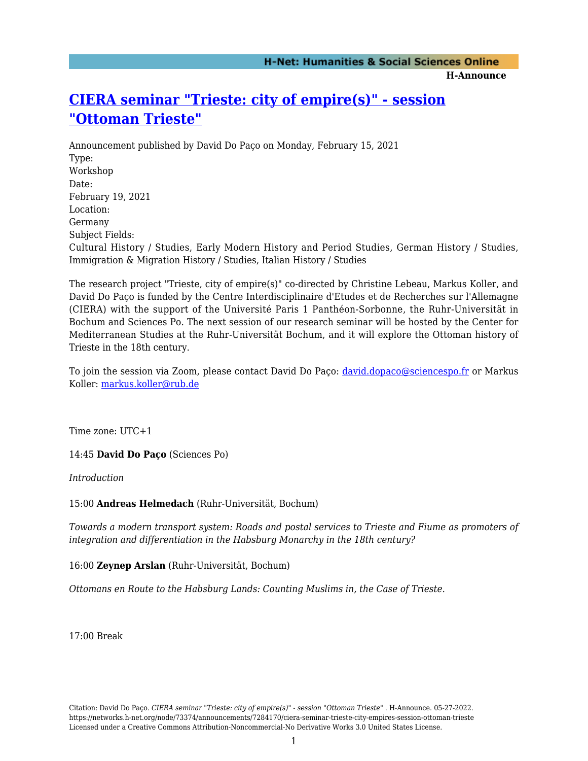# [CIERA seminar "Trieste: city of empire(s)" - session "Ottoman Trieste"](https://networks.h-net.org/node/73374/announcements/7284170/ciera-seminar-trieste-city-empires-session-ottoman-trieste)

Announcement published by David Do Paço on Monday, February 15, 2021

Type:
Workshop

Date:
February 19, 2021

Location:
Germany

Subject Fields:
Cultural History / Studies, Early Modern History and Period Studies, German History / Studies, Immigration & Migration History / Studies, Italian History / Studies

The research project "Trieste, city of empire(s)" co-directed by Christine Lebeau, Markus Koller, and David Do Paço is funded by the Centre Interdisciplinaire d'Etudes et de Recherches sur l'Allemagne (CIERA) with the support of the Université Paris 1 Panthéon-Sorbonne, the Ruhr-Universität in Bochum and Sciences Po. The next session of our research seminar will be hosted by the Center for Mediterranean Studies at the Ruhr-Universität Bochum, and it will explore the Ottoman history of Trieste in the 18th century.

To join the session via Zoom, please contact David Do Paço: [david.dopaco@sciencespo.fr](mailto:david.dopaco@sciencespo.fr) or Markus Koller: [markus.koller@rub.de](mailto:markus.koller@rub.de)

Time zone: UTC+1

14:45 **David Do Paço** (Sciences Po)

*Introduction*

15:00 **Andreas Helmedach** (Ruhr-Universität, Bochum)

*Towards a modern transport system: Roads and postal services to Trieste and Fiume as promoters of integration and differentiation in the Habsburg Monarchy in the 18th century?*

16:00 **Zeynep Arslan** (Ruhr-Universität, Bochum)

*Ottomans en Route to the Habsburg Lands: Counting Muslims in, the Case of Trieste.*

17:00 Break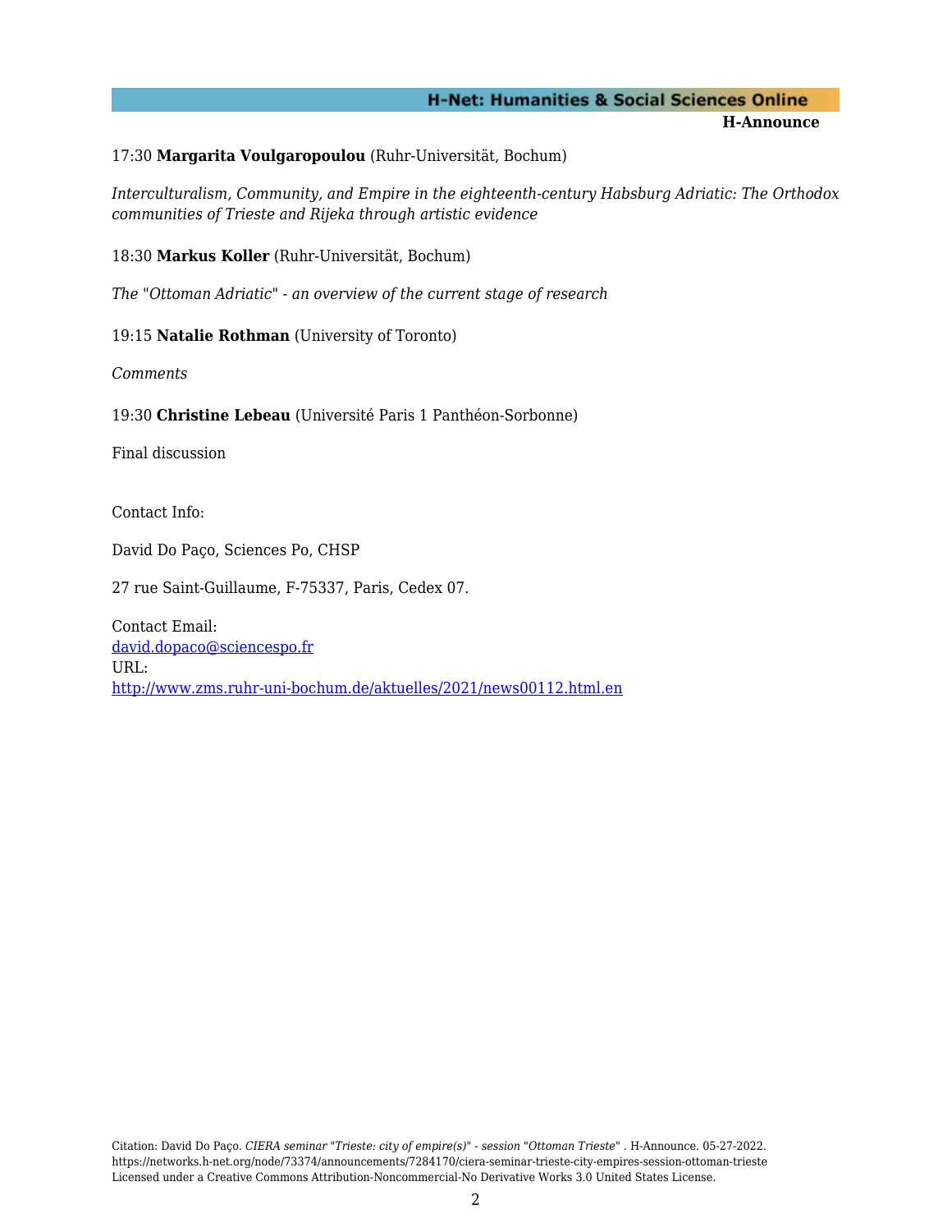17:30 **Margarita Voulgaropoulou** (Ruhr-Universität, Bochum)

*Interculturalism, Community, and Empire in the eighteenth-century Habsburg Adriatic: The Orthodox communities of Trieste and Rijeka through artistic evidence*

18:30 **Markus Koller** (Ruhr-Universität, Bochum)

*The "Ottoman Adriatic" - an overview of the current stage of research*

19:15 **Natalie Rothman** (University of Toronto)

*Comments*

19:30 **Christine Lebeau** (Université Paris 1 Panthéon-Sorbonne)

Final discussion

Contact Info:

David Do Paço, Sciences Po, CHSP

27 rue Saint-Guillaume, F-75337, Paris, Cedex 07.

Contact Email:
david.dopaco@sciencespo.fr
URL:
http://www.zms.ruhr-uni-bochum.de/aktuelles/2021/news00112.html.en

Citation: David Do Paço. *CIERA seminar "Trieste: city of empire(s)" - session "Ottoman Trieste"* . H-Announce. 05-27-2022.
https://networks.h-net.org/node/73374/announcements/7284170/ciera-seminar-trieste-city-empires-session-ottoman-trieste
Licensed under a Creative Commons Attribution-Noncommercial-No Derivative Works 3.0 United States License.